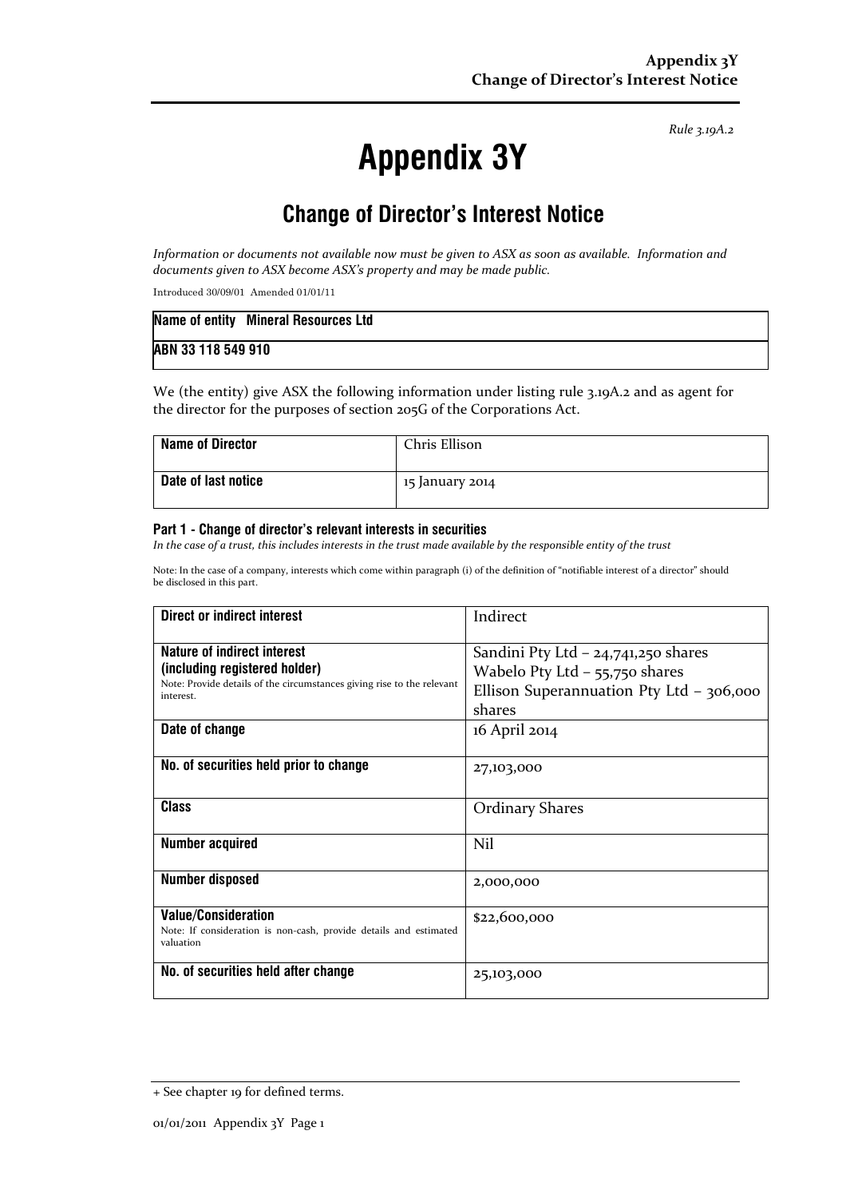*Rule 3.19A.2*

# Appendix 3Y

## Change of Director's Interest Notice

*Information or documents not available now must be given to ASX as soon as available. Information and documents given to ASX become ASX's property and may be made public.*

Introduced 30/09/01 Amended 01/01/11

| **Name of entity** Mineral Resources Ltd |
|---|
| **ABN 33 118 549 910** |

We (the entity) give ASX the following information under listing rule 3.19A.2 and as agent for the director for the purposes of section 205G of the Corporations Act.

| **Name of Director** | Chris Ellison |
|---|---|
| **Date of last notice** | 15 January 2014 |

#### Part 1 - Change of director's relevant interests in securities

*In the case of a trust, this includes interests in the trust made available by the responsible entity of the trust*

Note: In the case of a company, interests which come within paragraph (i) of the definition of "notifiable interest of a director" should be disclosed in this part.

| **Direct or indirect interest** | Indirect |
|---|---|
| **Nature of indirect interest (including registered holder)**<br>Note: Provide details of the circumstances giving rise to the relevant interest. | Sandini Pty Ltd – 24,741,250 shares<br>Wabelo Pty Ltd – 55,750 shares<br>Ellison Superannuation Pty Ltd – 306,000 shares |
| **Date of change** | 16 April 2014 |
| **No. of securities held prior to change** | 27,103,000 |
| **Class** | Ordinary Shares |
| **Number acquired** | Nil |
| **Number disposed** | 2,000,000 |
| **Value/Consideration**<br>Note: If consideration is non-cash, provide details and estimated valuation | $22,600,000 |
| **No. of securities held after change** | 25,103,000 |

+ See chapter 19 for defined terms.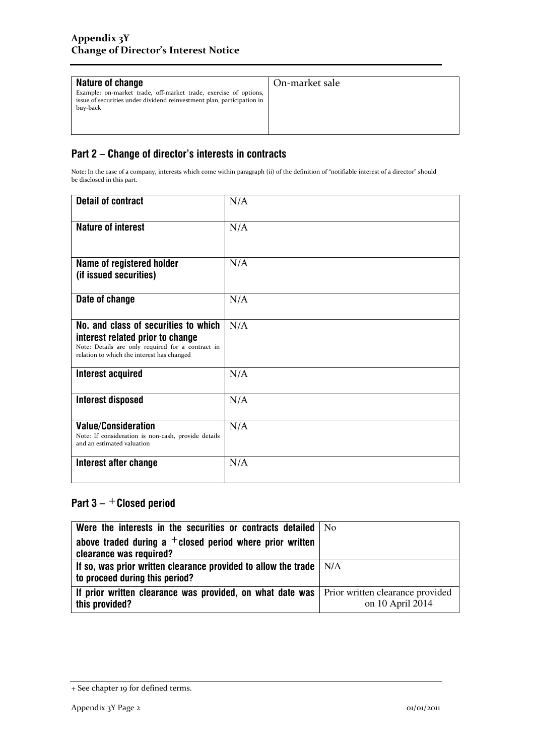| | |
|---|---|
| **Nature of change**<br>Example: on-market trade, off-market trade, exercise of options, issue of securities under dividend reinvestment plan, participation in buy-back | On-market sale |

## Part 2 – Change of director's interests in contracts

Note: In the case of a company, interests which come within paragraph (ii) of the definition of "notifiable interest of a director" should be disclosed in this part.

| | |
|---|---|
| **Detail of contract** | N/A |
| **Nature of interest** | N/A |
| **Name of registered holder (if issued securities)** | N/A |
| **Date of change** | N/A |
| **No. and class of securities to which interest related prior to change**<br>Note: Details are only required for a contract in relation to which the interest has changed | N/A |
| **Interest acquired** | N/A |
| **Interest disposed** | N/A |
| **Value/Consideration**<br>Note: If consideration is non-cash, provide details and an estimated valuation | N/A |
| **Interest after change** | N/A |

## Part 3 – +Closed period

| | |
|---|---|
| **Were the interests in the securities or contracts detailed above traded during a +closed period where prior written clearance was required?** | No |
| **If so, was prior written clearance provided to allow the trade to proceed during this period?** | N/A |
| **If prior written clearance was provided, on what date was this provided?** | Prior written clearance provided on 10 April 2014 |

+ See chapter 19 for defined terms.